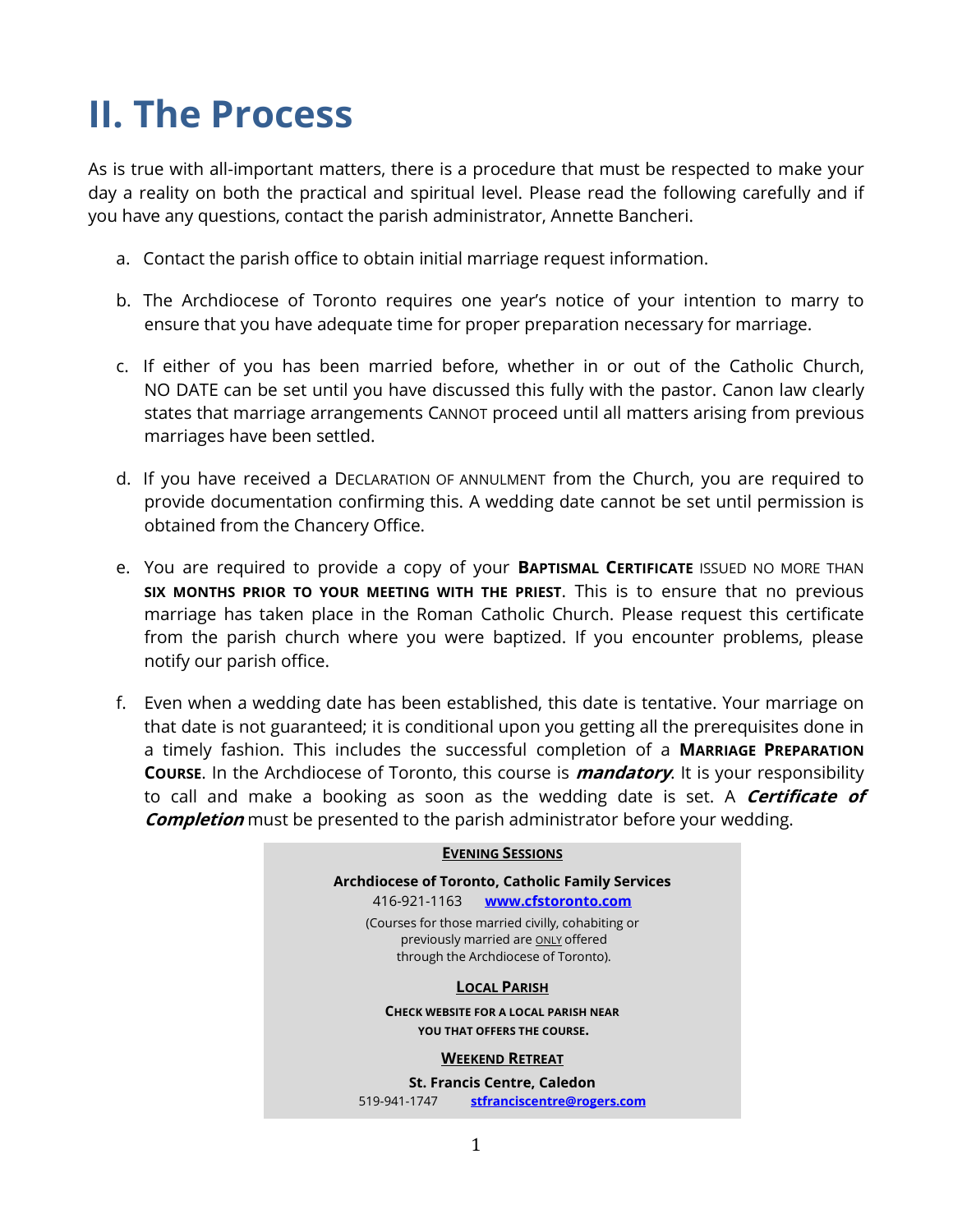# II. The Process

As is true with all-important matters, there is a procedure that must be respected to make your day a reality on both the practical and spiritual level. Please read the following carefully and if you have any questions, contact the parish administrator, Annette Bancheri.

a. Contact the parish office to obtain initial marriage request information.

b. The Archdiocese of Toronto requires one year's notice of your intention to marry to ensure that you have adequate time for proper preparation necessary for marriage.

c. If either of you has been married before, whether in or out of the Catholic Church, NO DATE can be set until you have discussed this fully with the pastor. Canon law clearly states that marriage arrangements CANNOT proceed until all matters arising from previous marriages have been settled.

d. If you have received a DECLARATION OF ANNULMENT from the Church, you are required to provide documentation confirming this. A wedding date cannot be set until permission is obtained from the Chancery Office.

e. You are required to provide a copy of your **BAPTISMAL CERTIFICATE** ISSUED NO MORE THAN **SIX MONTHS PRIOR TO YOUR MEETING WITH THE PRIEST**. This is to ensure that no previous marriage has taken place in the Roman Catholic Church. Please request this certificate from the parish church where you were baptized. If you encounter problems, please notify our parish office.

f. Even when a wedding date has been established, this date is tentative. Your marriage on that date is not guaranteed; it is conditional upon you getting all the prerequisites done in a timely fashion. This includes the successful completion of a **MARRIAGE PREPARATION COURSE**. In the Archdiocese of Toronto, this course is ***mandatory***. It is your responsibility to call and make a booking as soon as the wedding date is set. A ***Certificate of Completion*** must be presented to the parish administrator before your wedding.

**EVENING SESSIONS**

**Archdiocese of Toronto, Catholic Family Services**
416-921-1163 **www.cfstoronto.com**
(Courses for those married civilly, cohabiting or previously married are ONLY offered through the Archdiocese of Toronto).

**LOCAL PARISH**

**CHECK WEBSITE FOR A LOCAL PARISH NEAR YOU THAT OFFERS THE COURSE.**

**WEEKEND RETREAT**

**St. Francis Centre, Caledon**
519-941-1747 **stfranciscentre@rogers.com**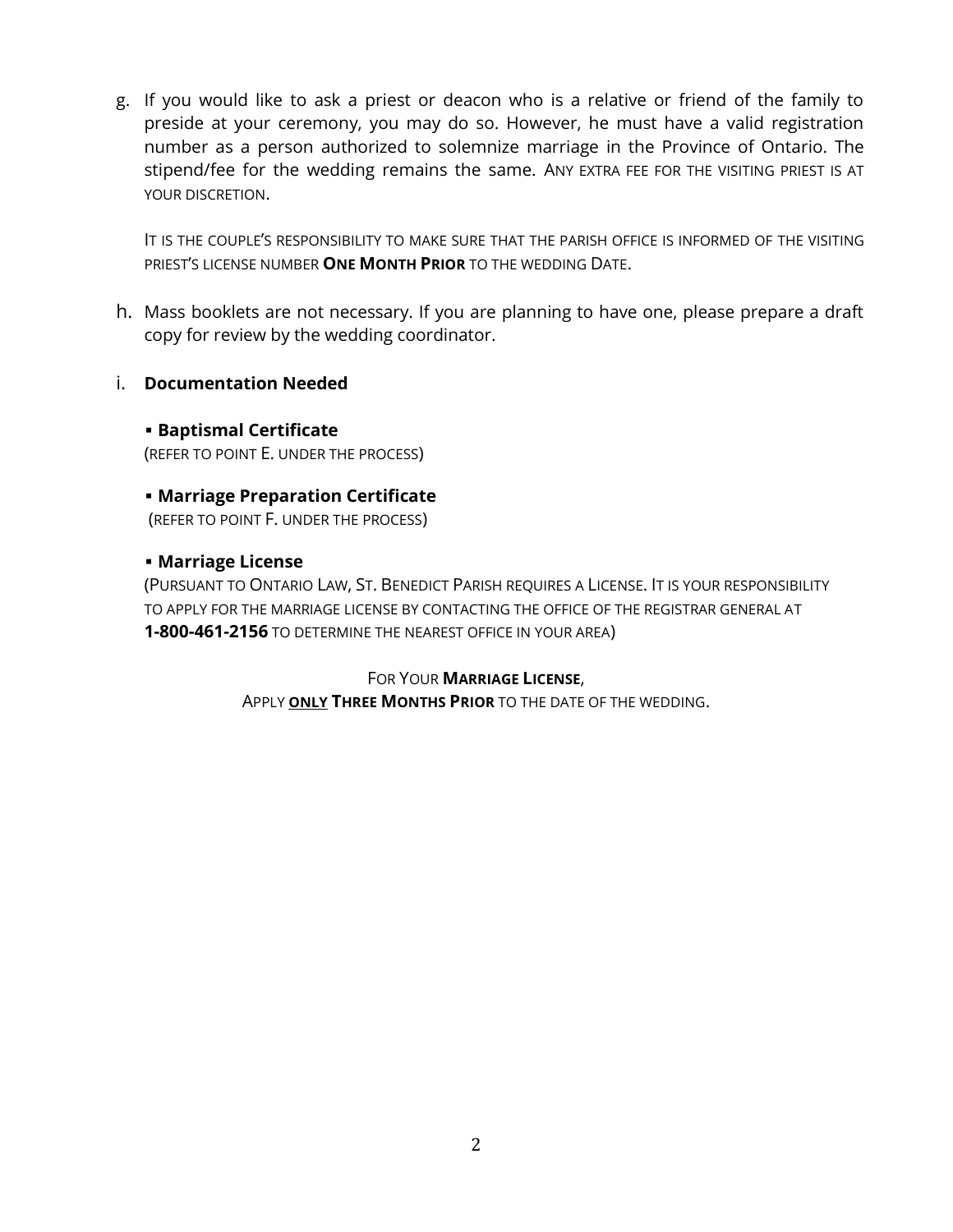g. If you would like to ask a priest or deacon who is a relative or friend of the family to preside at your ceremony, you may do so. However, he must have a valid registration number as a person authorized to solemnize marriage in the Province of Ontario. The stipend/fee for the wedding remains the same. ANY EXTRA FEE FOR THE VISITING PRIEST IS AT YOUR DISCRETION.

   IT IS THE COUPLE'S RESPONSIBILITY TO MAKE SURE THAT THE PARISH OFFICE IS INFORMED OF THE VISITING PRIEST'S LICENSE NUMBER **ONE MONTH PRIOR** TO THE WEDDING DATE.

h. Mass booklets are not necessary. If you are planning to have one, please prepare a draft copy for review by the wedding coordinator.

i. **Documentation Needed**

   ▪ **Baptismal Certificate**
   (REFER TO POINT E. UNDER THE PROCESS)

   ▪ **Marriage Preparation Certificate**
   (REFER TO POINT F. UNDER THE PROCESS)

   ▪ **Marriage License**
   (PURSUANT TO ONTARIO LAW, ST. BENEDICT PARISH REQUIRES A LICENSE. IT IS YOUR RESPONSIBILITY TO APPLY FOR THE MARRIAGE LICENSE BY CONTACTING THE OFFICE OF THE REGISTRAR GENERAL AT **1-800-461-2156** TO DETERMINE THE NEAREST OFFICE IN YOUR AREA)

FOR YOUR **MARRIAGE LICENSE**,
APPLY **ONLY** **THREE MONTHS PRIOR** TO THE DATE OF THE WEDDING.